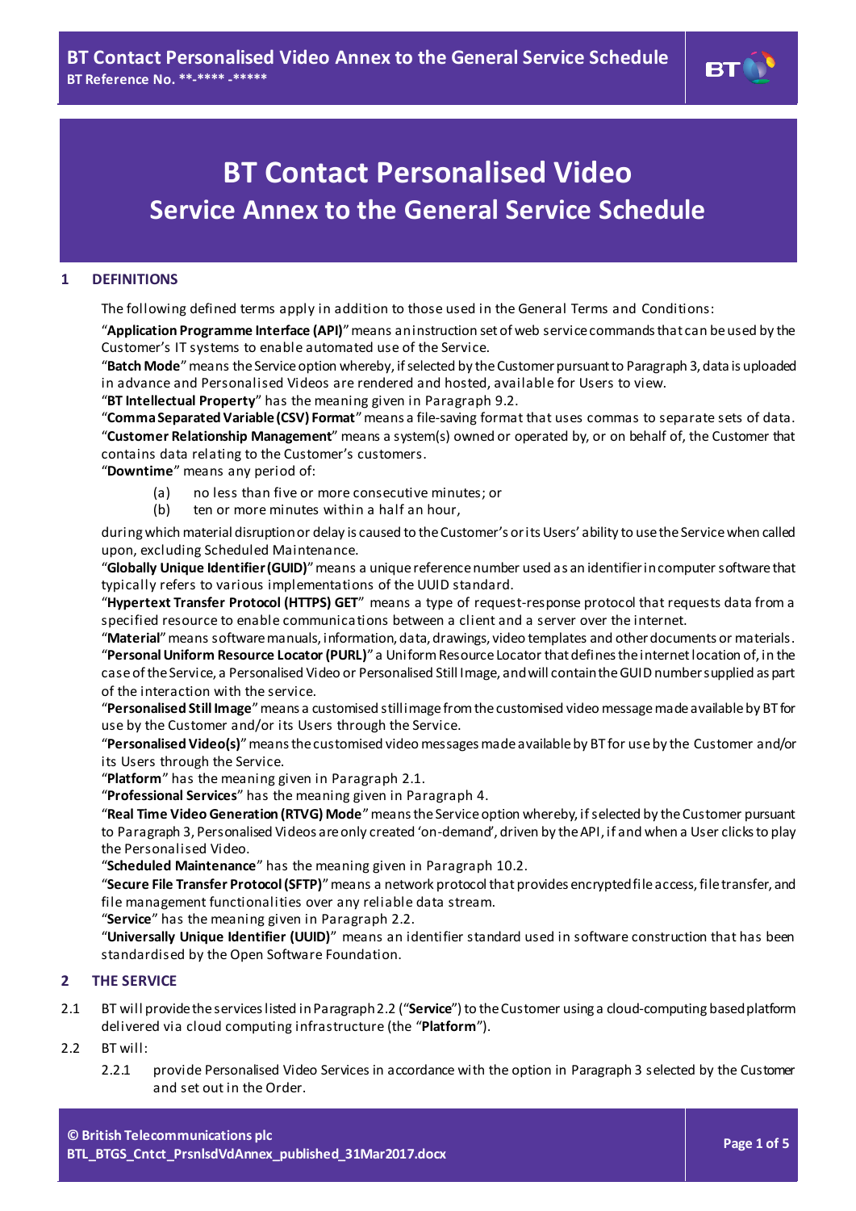# BT Contact Personalised Video Service Annex to the General Service Schedule

## 1 DEFINITIONS

The following defined terms apply in addition to those used in the General Terms and Conditions:

"**Application Programme Interface (API)**" means an instruction set of web service commands that can be used by the Customer's IT systems to enable automated use of the Service.

"**Batch Mode**" means the Service option whereby, if selected by the Customer pursuant to Paragraph 3, data is uploaded in advance and Personalised Videos are rendered and hosted, available for Users to view.

"**BT Intellectual Property**" has the meaning given in Paragraph 9.2.

"**Comma Separated Variable (CSV) Format**" means a file-saving format that uses commas to separate sets of data.

"**Customer Relationship Management**" means a system(s) owned or operated by, or on behalf of, the Customer that contains data relating to the Customer's customers.

"**Downtime**" means any period of:

(a) no less than five or more consecutive minutes; or
(b) ten or more minutes within a half an hour,

during which material disruption or delay is caused to the Customer's or its Users' ability to use the Service when called upon, excluding Scheduled Maintenance.

"**Globally Unique Identifier (GUID)**" means a unique reference number used as an identifier in computer software that typically refers to various implementations of the UUID standard.

"**Hypertext Transfer Protocol (HTTPS) GET**" means a type of request-response protocol that requests data from a specified resource to enable communications between a client and a server over the internet.

"**Material**" means software manuals, information, data, drawings, video templates and other documents or materials.

"**Personal Uniform Resource Locator (PURL)**" a Uniform Resource Locator that defines the internet location of, in the case of the Service, a Personalised Video or Personalised Still Image, and will contain the GUID number supplied as part of the interaction with the service.

"**Personalised Still Image**" means a customised still image from the customised video message made available by BT for use by the Customer and/or its Users through the Service.

"**Personalised Video(s)**" means the customised video messages made available by BT for use by the Customer and/or its Users through the Service.

"**Platform**" has the meaning given in Paragraph 2.1.

"**Professional Services**" has the meaning given in Paragraph 4.

"**Real Time Video Generation (RTVG) Mode**" means the Service option whereby, if selected by the Customer pursuant to Paragraph 3, Personalised Videos are only created 'on-demand', driven by the API, if and when a User clicks to play the Personalised Video.

"**Scheduled Maintenance**" has the meaning given in Paragraph 10.2.

"**Secure File Transfer Protocol (SFTP)**" means a network protocol that provides encrypted file access, file transfer, and file management functionalities over any reliable data stream.

"**Service**" has the meaning given in Paragraph 2.2.

"**Universally Unique Identifier (UUID)**" means an identifier standard used in software construction that has been standardised by the Open Software Foundation.

## 2 THE SERVICE

2.1 BT will provide the services listed in Paragraph 2.2 ("**Service**") to the Customer using a cloud-computing based platform delivered via cloud computing infrastructure (the "**Platform**").

2.2 BT will:

2.2.1 provide Personalised Video Services in accordance with the option in Paragraph 3 selected by the Customer and set out in the Order.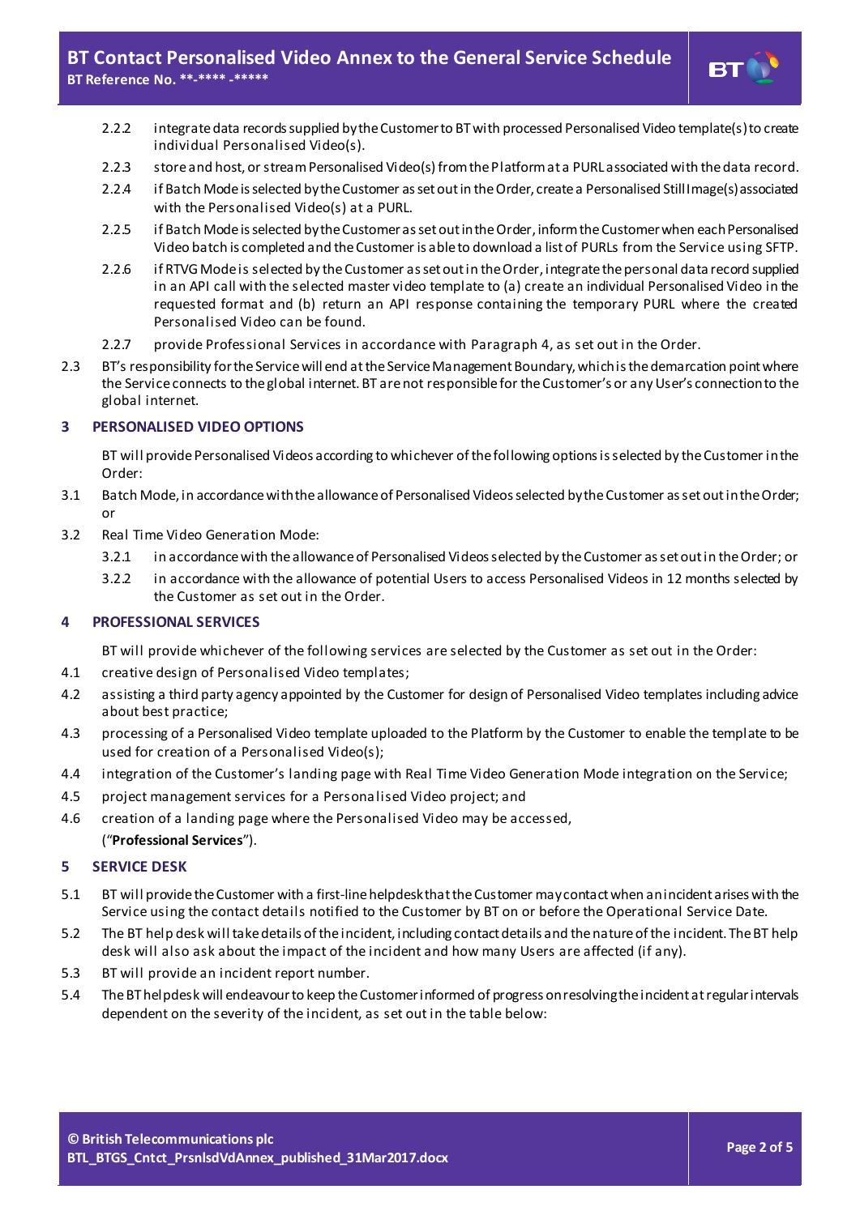2.2.2 integrate data records supplied by the Customer to BT with processed Personalised Video template(s) to create individual Personalised Video(s).

2.2.3 store and host, or stream Personalised Video(s) from the Platform at a PURL associated with the data record.

2.2.4 if Batch Mode is selected by the Customer as set out in the Order, create a Personalised Still Image(s) associated with the Personalised Video(s) at a PURL.

2.2.5 if Batch Mode is selected by the Customer as set out in the Order, inform the Customer when each Personalised Video batch is completed and the Customer is able to download a list of PURLs from the Service using SFTP.

2.2.6 if RTVG Mode is selected by the Customer as set out in the Order, integrate the personal data record supplied in an API call with the selected master video template to (a) create an individual Personalised Video in the requested format and (b) return an API response containing the temporary PURL where the created Personalised Video can be found.

2.2.7 provide Professional Services in accordance with Paragraph 4, as set out in the Order.

2.3 BT's responsibility for the Service will end at the Service Management Boundary, which is the demarcation point where the Service connects to the global internet. BT are not responsible for the Customer's or any User's connection to the global internet.

## 3 PERSONALISED VIDEO OPTIONS

BT will provide Personalised Videos according to whichever of the following options is selected by the Customer in the Order:

3.1 Batch Mode, in accordance with the allowance of Personalised Videos selected by the Customer as set out in the Order; or

3.2 Real Time Video Generation Mode:

3.2.1 in accordance with the allowance of Personalised Videos selected by the Customer as set out in the Order; or

3.2.2 in accordance with the allowance of potential Users to access Personalised Videos in 12 months selected by the Customer as set out in the Order.

## 4 PROFESSIONAL SERVICES

BT will provide whichever of the following services are selected by the Customer as set out in the Order:

4.1 creative design of Personalised Video templates;

4.2 assisting a third party agency appointed by the Customer for design of Personalised Video templates including advice about best practice;

4.3 processing of a Personalised Video template uploaded to the Platform by the Customer to enable the template to be used for creation of a Personalised Video(s);

4.4 integration of the Customer's landing page with Real Time Video Generation Mode integration on the Service;

4.5 project management services for a Personalised Video project; and

4.6 creation of a landing page where the Personalised Video may be accessed,

("**Professional Services**").

## 5 SERVICE DESK

5.1 BT will provide the Customer with a first-line helpdesk that the Customer may contact when an incident arises with the Service using the contact details notified to the Customer by BT on or before the Operational Service Date.

5.2 The BT help desk will take details of the incident, including contact details and the nature of the incident. The BT help desk will also ask about the impact of the incident and how many Users are affected (if any).

5.3 BT will provide an incident report number.

5.4 The BT helpdesk will endeavour to keep the Customer informed of progress on resolving the incident at regular intervals dependent on the severity of the incident, as set out in the table below: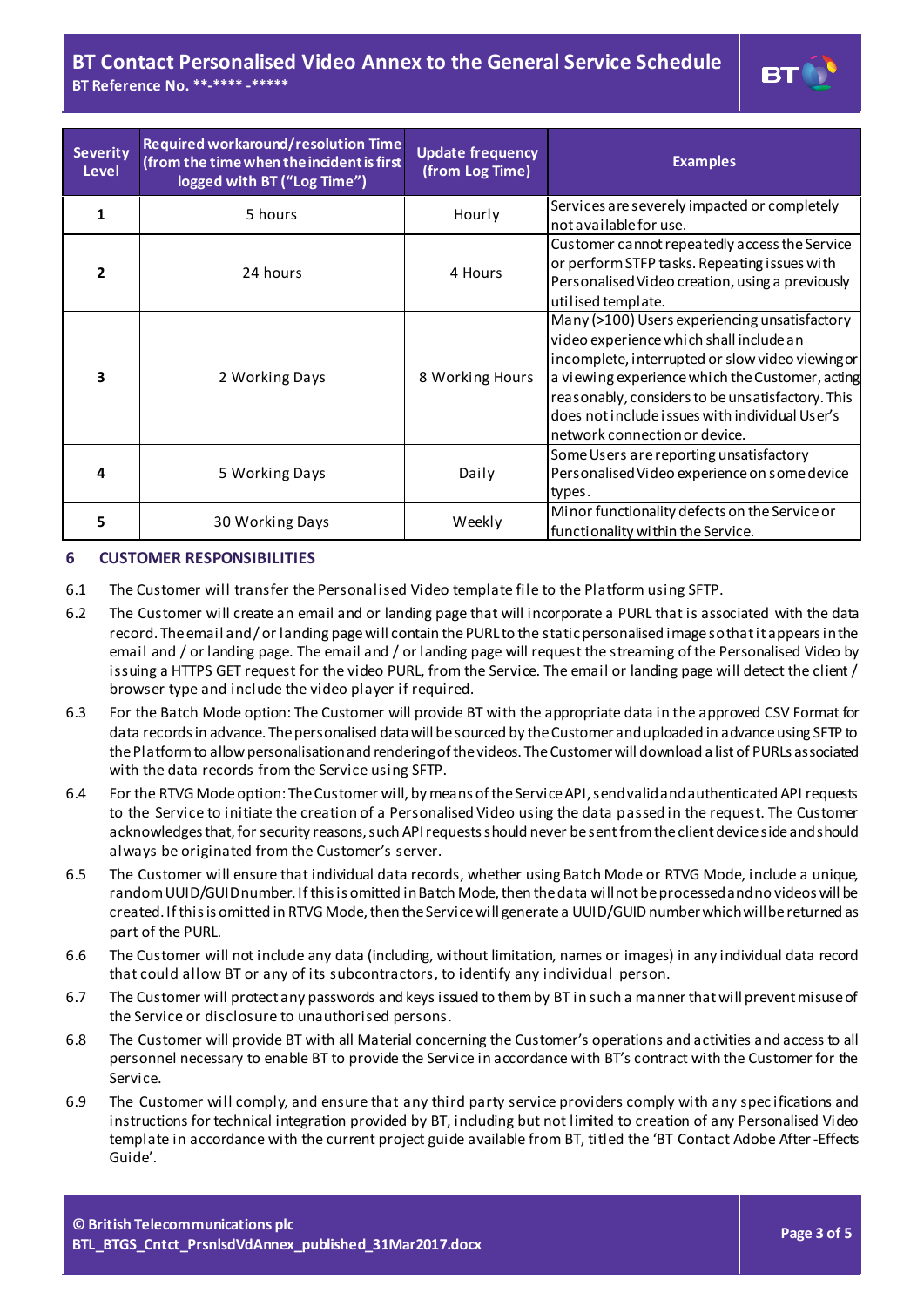| Severity Level | Required workaround/resolution Time (from the time when the incident is first logged with BT ("Log Time") | Update frequency (from Log Time) | Examples |
|---|---|---|---|
| 1 | 5 hours | Hourly | Services are severely impacted or completely not available for use. |
| 2 | 24 hours | 4 Hours | Customer cannot repeatedly access the Service or perform STFP tasks. Repeating issues with Personalised Video creation, using a previously utilised template. |
| 3 | 2 Working Days | 8 Working Hours | Many (>100) Users experiencing unsatisfactory video experience which shall include an incomplete, interrupted or slow video viewing or a viewing experience which the Customer, acting reasonably, considers to be unsatisfactory. This does not include issues with individual User's network connection or device. |
| 4 | 5 Working Days | Daily | Some Users are reporting unsatisfactory Personalised Video experience on some device types. |
| 5 | 30 Working Days | Weekly | Minor functionality defects on the Service or functionality within the Service. |

## 6 CUSTOMER RESPONSIBILITIES

6.1 The Customer will transfer the Personalised Video template file to the Platform using SFTP.

6.2 The Customer will create an email and or landing page that will incorporate a PURL that is associated with the data record. The email and / or landing page will contain the PURL to the static personalised image so that it appears in the email and / or landing page. The email and / or landing page will request the streaming of the Personalised Video by issuing a HTTPS GET request for the video PURL, from the Service. The email or landing page will detect the client / browser type and include the video player if required.

6.3 For the Batch Mode option: The Customer will provide BT with the appropriate data in the approved CSV Format for data records in advance. The personalised data will be sourced by the Customer and uploaded in advance using SFTP to the Platform to allow personalisation and rendering of the videos. The Customer will download a list of PURLs associated with the data records from the Service using SFTP.

6.4 For the RTVG Mode option: The Customer will, by means of the Service API, send valid and authenticated API requests to the Service to initiate the creation of a Personalised Video using the data passed in the request. The Customer acknowledges that, for security reasons, such API requests should never be sent from the client device side and should always be originated from the Customer's server.

6.5 The Customer will ensure that individual data records, whether using Batch Mode or RTVG Mode, include a unique, random UUID/GUID number. If this is omitted in Batch Mode, then the data will not be processed and no videos will be created. If this is omitted in RTVG Mode, then the Service will generate a UUID/GUID number which will be returned as part of the PURL.

6.6 The Customer will not include any data (including, without limitation, names or images) in any individual data record that could allow BT or any of its subcontractors, to identify any individual person.

6.7 The Customer will protect any passwords and keys issued to them by BT in such a manner that will prevent misuse of the Service or disclosure to unauthorised persons.

6.8 The Customer will provide BT with all Material concerning the Customer's operations and activities and access to all personnel necessary to enable BT to provide the Service in accordance with BT's contract with the Customer for the Service.

6.9 The Customer will comply, and ensure that any third party service providers comply with any specifications and instructions for technical integration provided by BT, including but not limited to creation of any Personalised Video template in accordance with the current project guide available from BT, titled the 'BT Contact Adobe After-Effects Guide'.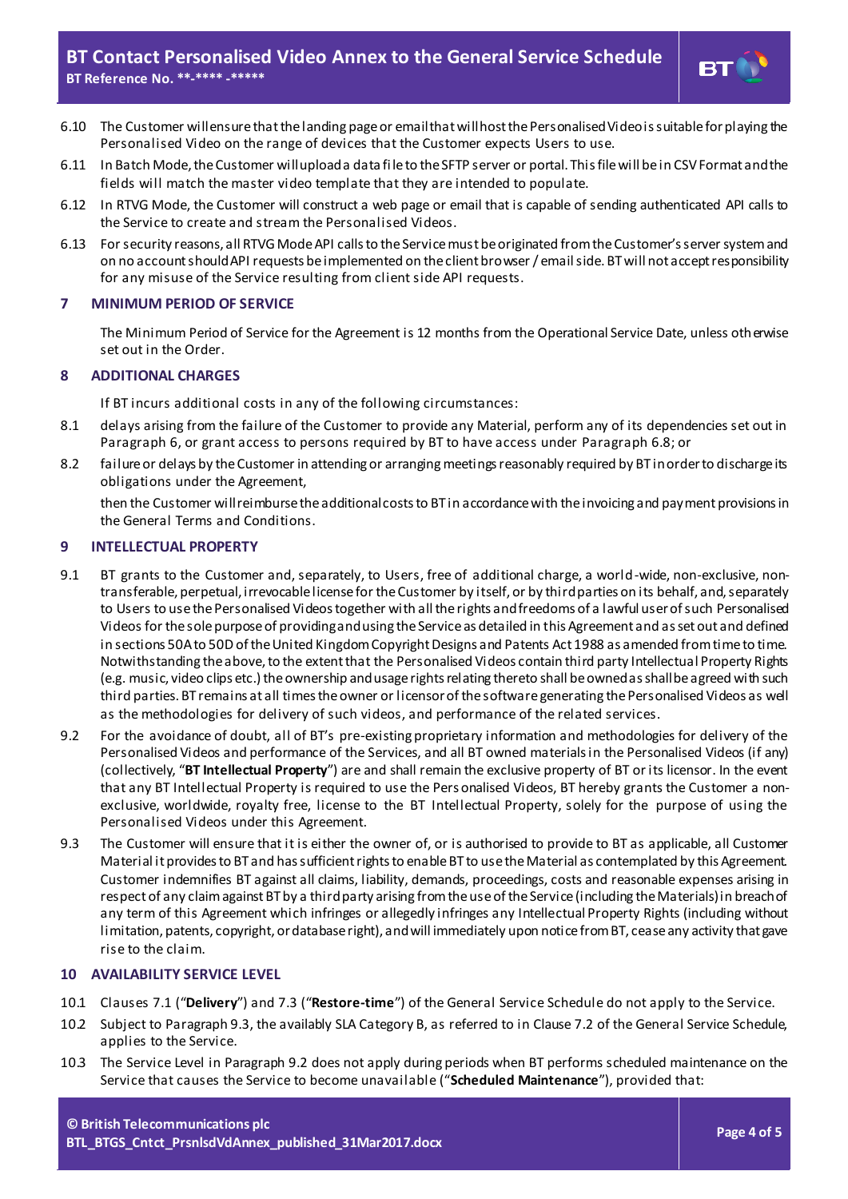6.10 The Customer will ensure that the landing page or email that will host the Personalised Video is suitable for playing the Personalised Video on the range of devices that the Customer expects Users to use.

6.11 In Batch Mode, the Customer will upload a data file to the SFTP server or portal. This file will be in CSV Format and the fields will match the master video template that they are intended to populate.

6.12 In RTVG Mode, the Customer will construct a web page or email that is capable of sending authenticated API calls to the Service to create and stream the Personalised Videos.

6.13 For security reasons, all RTVG Mode API calls to the Service must be originated from the Customer's server system and on no account should API requests be implemented on the client browser / email side. BT will not accept responsibility for any misuse of the Service resulting from client side API requests.

## 7 MINIMUM PERIOD OF SERVICE

The Minimum Period of Service for the Agreement is 12 months from the Operational Service Date, unless otherwise set out in the Order.

## 8 ADDITIONAL CHARGES

If BT incurs additional costs in any of the following circumstances:

8.1 delays arising from the failure of the Customer to provide any Material, perform any of its dependencies set out in Paragraph 6, or grant access to persons required by BT to have access under Paragraph 6.8; or

8.2 failure or delays by the Customer in attending or arranging meetings reasonably required by BT in order to discharge its obligations under the Agreement,

then the Customer will reimburse the additional costs to BT in accordance with the invoicing and payment provisions in the General Terms and Conditions.

## 9 INTELLECTUAL PROPERTY

9.1 BT grants to the Customer and, separately, to Users, free of additional charge, a world-wide, non-exclusive, non-transferable, perpetual, irrevocable license for the Customer by itself, or by third parties on its behalf, and, separately to Users to use the Personalised Videos together with all the rights and freedoms of a lawful user of such Personalised Videos for the sole purpose of providing and using the Service as detailed in this Agreement and as set out and defined in sections 50A to 50D of the United Kingdom Copyright Designs and Patents Act 1988 as amended from time to time. Notwithstanding the above, to the extent that the Personalised Videos contain third party Intellectual Property Rights (e.g. music, video clips etc.) the ownership and usage rights relating thereto shall be owned as shall be agreed with such third parties. BT remains at all times the owner or licensor of the software generating the Personalised Videos as well as the methodologies for delivery of such videos, and performance of the related services.

9.2 For the avoidance of doubt, all of BT's pre-existing proprietary information and methodologies for delivery of the Personalised Videos and performance of the Services, and all BT owned materials in the Personalised Videos (if any) (collectively, "**BT Intellectual Property**") are and shall remain the exclusive property of BT or its licensor. In the event that any BT Intellectual Property is required to use the Personalised Videos, BT hereby grants the Customer a non-exclusive, worldwide, royalty free, license to the BT Intellectual Property, solely for the purpose of using the Personalised Videos under this Agreement.

9.3 The Customer will ensure that it is either the owner of, or is authorised to provide to BT as applicable, all Customer Material it provides to BT and has sufficient rights to enable BT to use the Material as contemplated by this Agreement. Customer indemnifies BT against all claims, liability, demands, proceedings, costs and reasonable expenses arising in respect of any claim against BT by a third party arising from the use of the Service (including the Materials) in breach of any term of this Agreement which infringes or allegedly infringes any Intellectual Property Rights (including without limitation, patents, copyright, or database right), and will immediately upon notice from BT, cease any activity that gave rise to the claim.

## 10 AVAILABILITY SERVICE LEVEL

10.1 Clauses 7.1 ("**Delivery**") and 7.3 ("**Restore-time**") of the General Service Schedule do not apply to the Service.

10.2 Subject to Paragraph 9.3, the availably SLA Category B, as referred to in Clause 7.2 of the General Service Schedule, applies to the Service.

10.3 The Service Level in Paragraph 9.2 does not apply during periods when BT performs scheduled maintenance on the Service that causes the Service to become unavailable ("**Scheduled Maintenance**"), provided that: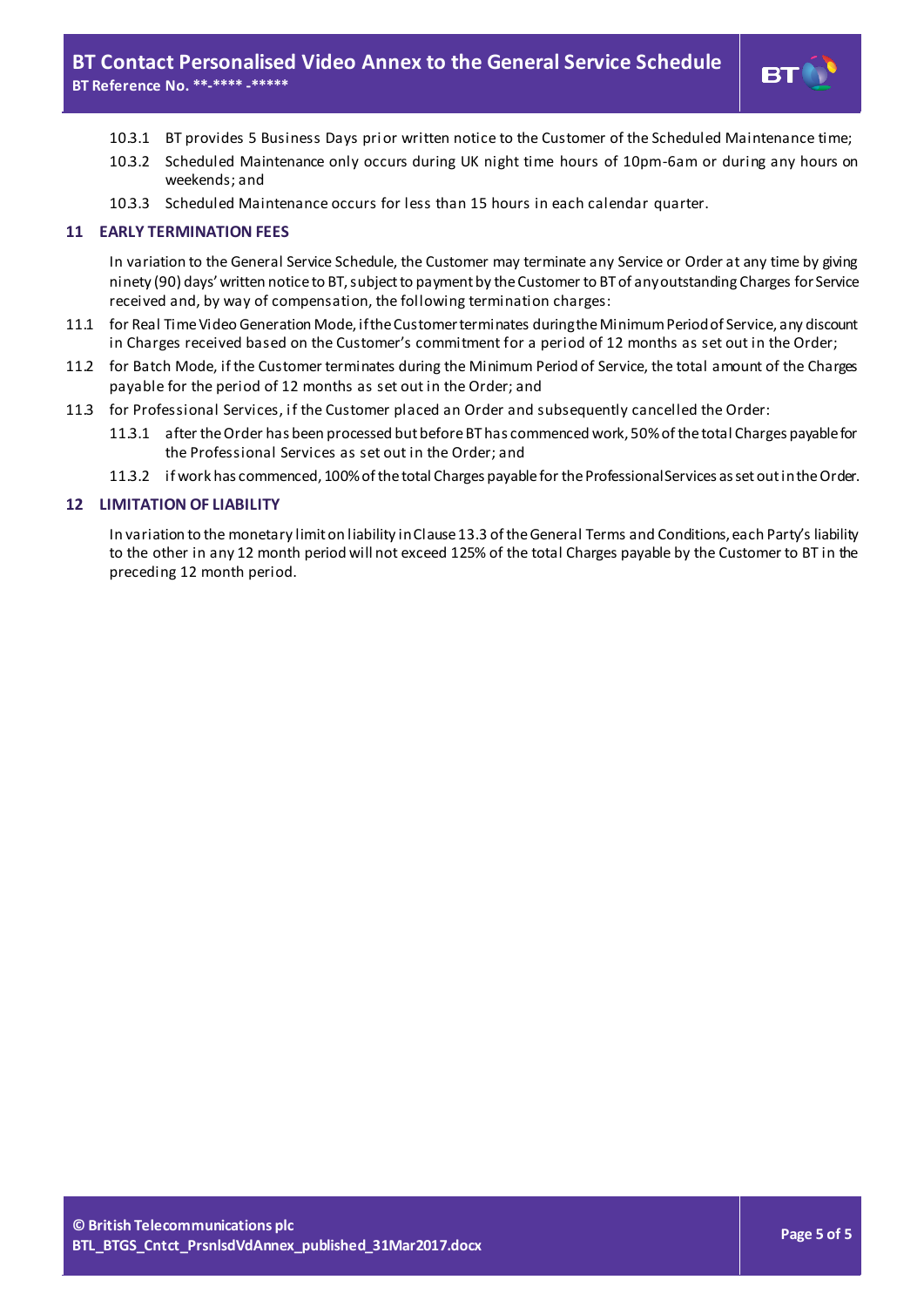10.3.1 BT provides 5 Business Days prior written notice to the Customer of the Scheduled Maintenance time;

10.3.2 Scheduled Maintenance only occurs during UK night time hours of 10pm-6am or during any hours on weekends; and

10.3.3 Scheduled Maintenance occurs for less than 15 hours in each calendar quarter.

## 11 EARLY TERMINATION FEES

In variation to the General Service Schedule, the Customer may terminate any Service or Order at any time by giving ninety (90) days' written notice to BT, subject to payment by the Customer to BT of any outstanding Charges for Service received and, by way of compensation, the following termination charges:

11.1 for Real Time Video Generation Mode, if the Customer terminates during the Minimum Period of Service, any discount in Charges received based on the Customer's commitment for a period of 12 months as set out in the Order;

11.2 for Batch Mode, if the Customer terminates during the Minimum Period of Service, the total amount of the Charges payable for the period of 12 months as set out in the Order; and

11.3 for Professional Services, if the Customer placed an Order and subsequently cancelled the Order:

11.3.1 after the Order has been processed but before BT has commenced work, 50% of the total Charges payable for the Professional Services as set out in the Order; and

11.3.2 if work has commenced, 100% of the total Charges payable for the Professional Services as set out in the Order.

## 12 LIMITATION OF LIABILITY

In variation to the monetary limit on liability in Clause 13.3 of the General Terms and Conditions, each Party's liability to the other in any 12 month period will not exceed 125% of the total Charges payable by the Customer to BT in the preceding 12 month period.